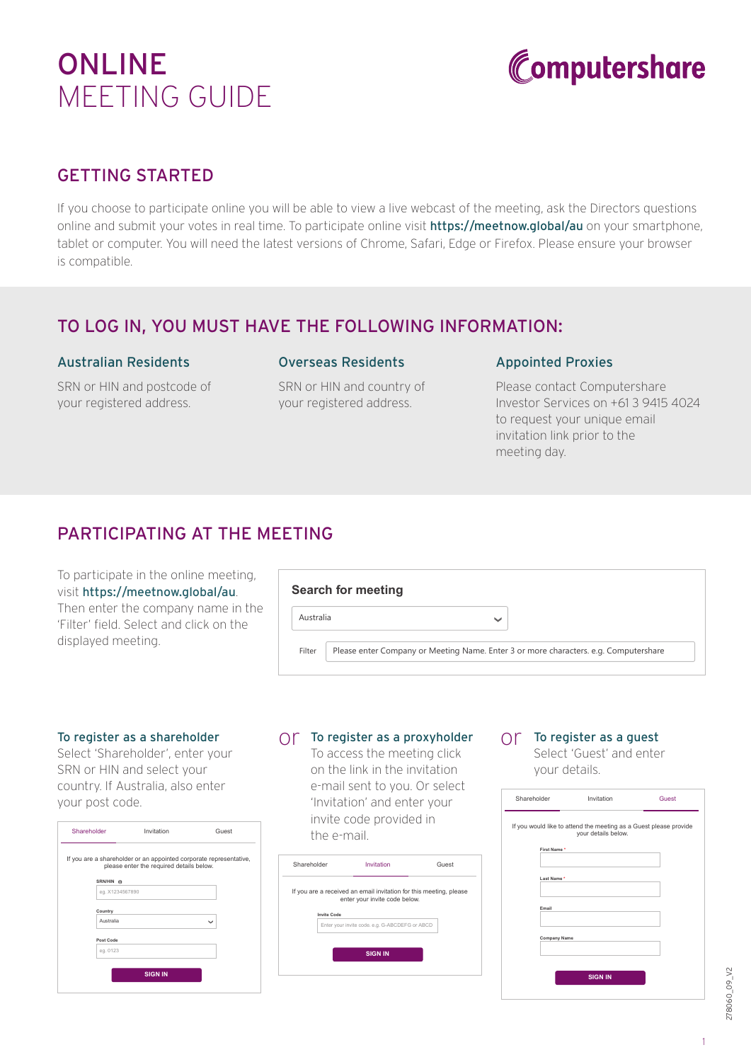# ONLINE MEETING GUIDE

Computershare

## GETTING STARTED

If you choose to participate online you will be able to view a live webcast of the meeting, ask the Directors questions online and submit your votes in real time. To participate online visit **https://meetnow.global/au** on your smartphone, tablet or computer. You will need the latest versions of Chrome, Safari, Edge or Firefox. Please ensure your browser is compatible.

## TO LOG IN, YOU MUST HAVE THE FOLLOWING INFORMATION:

### Australian Residents

SRN or HIN and postcode of your registered address.

### Overseas Residents

SRN or HIN and country of your registered address.

### Appointed Proxies

Please contact Computershare Investor Services on +61 3 9415 4024 to request your unique email invitation link prior to the meeting day.

## PARTICIPATING AT THE MEETING

To participate in the online meeting, visit **https://meetnow.global/au**. Then enter the company name in the 'Filter' field. Select and click on the displayed meeting.

**Search for meeting**

Australia

Filter: Please enter Company or Meeting Name. Enter 3 or more characters. e.g. Computershare

### To register as a shareholder

Select 'Shareholder', enter your SRN or HIN and select your country. If Australia, also enter your post code.

Shareholder | Invitation | Guest

If you are a shareholder or an appointed corporate representative, please enter the required details below.

SRN/HIN: eg. X1234567890

Country: Australia

Post Code: eg. 0123

SIGN IN

or

### To register as a proxyholder

To access the meeting click on the link in the invitation e-mail sent to you. Or select 'Invitation' and enter your invite code provided in the e-mail.

Shareholder | Invitation | Guest

If you are a received an email invitation for this meeting, please enter your invite code below.

Invite Code: Enter your invite code. e.g. G-ABCDEFG or ABCD

SIGN IN

or

### To register as a guest

Select 'Guest' and enter your details.

Shareholder | Invitation | Guest

If you would like to attend the meeting as a Guest please provide your details below.

First Name *

Last Name *

Email

Company Name

SIGN IN

278060_09_V2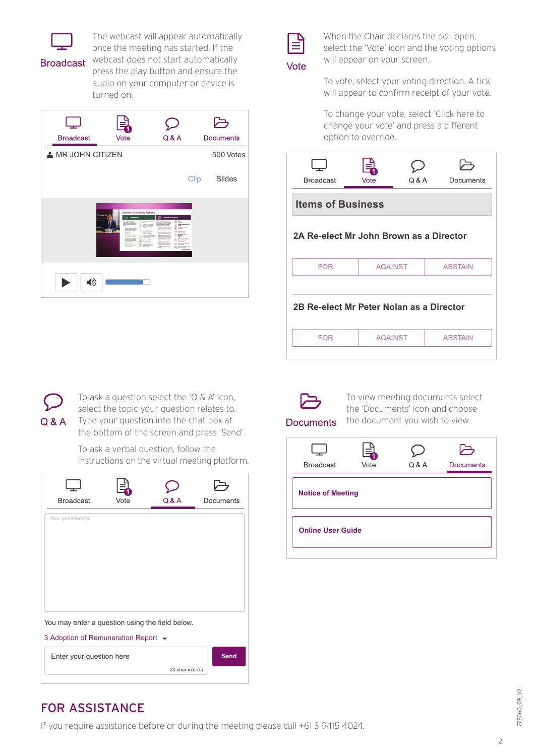## Broadcast

The webcast will appear automatically once the meeting has started. If the webcast does not start automatically press the play button and ensure the audio on your computer or device is turned on.

Broadcast | Vote | Q & A | Documents

MR JOHN CITIZEN 500 Votes

Clip Slides

## Vote

When the Chair declares the poll open, select the 'Vote' icon and the voting options will appear on your screen.

To vote, select your voting direction. A tick will appear to confirm receipt of your vote.

To change your vote, select 'Click here to change your vote' and press a different option to override.

Broadcast | Vote | Q & A | Documents

**Items of Business**

**2A Re-elect Mr John Brown as a Director**

FOR | AGAINST | ABSTAIN

**2B Re-elect Mr Peter Nolan as a Director**

FOR | AGAINST | ABSTAIN

## Q & A

To ask a question select the 'Q & A' icon, select the topic your question relates to. Type your question into the chat box at the bottom of the screen and press 'Send'.

To ask a verbal question, follow the instructions on the virtual meeting platform.

Broadcast | Vote | Q & A | Documents

Your questions(s)

You may enter a question using the field below.

3 Adoption of Remuneration Report

Enter your question here

24 character(s)

Send

## Documents

To view meeting documents select the 'Documents' icon and choose the document you wish to view.

Broadcast | Vote | Q & A | Documents

**Notice of Meeting**

**Online User Guide**

## FOR ASSISTANCE

If you require assistance before or during the meeting please call +61 3 9415 4024.

278060_09_V2